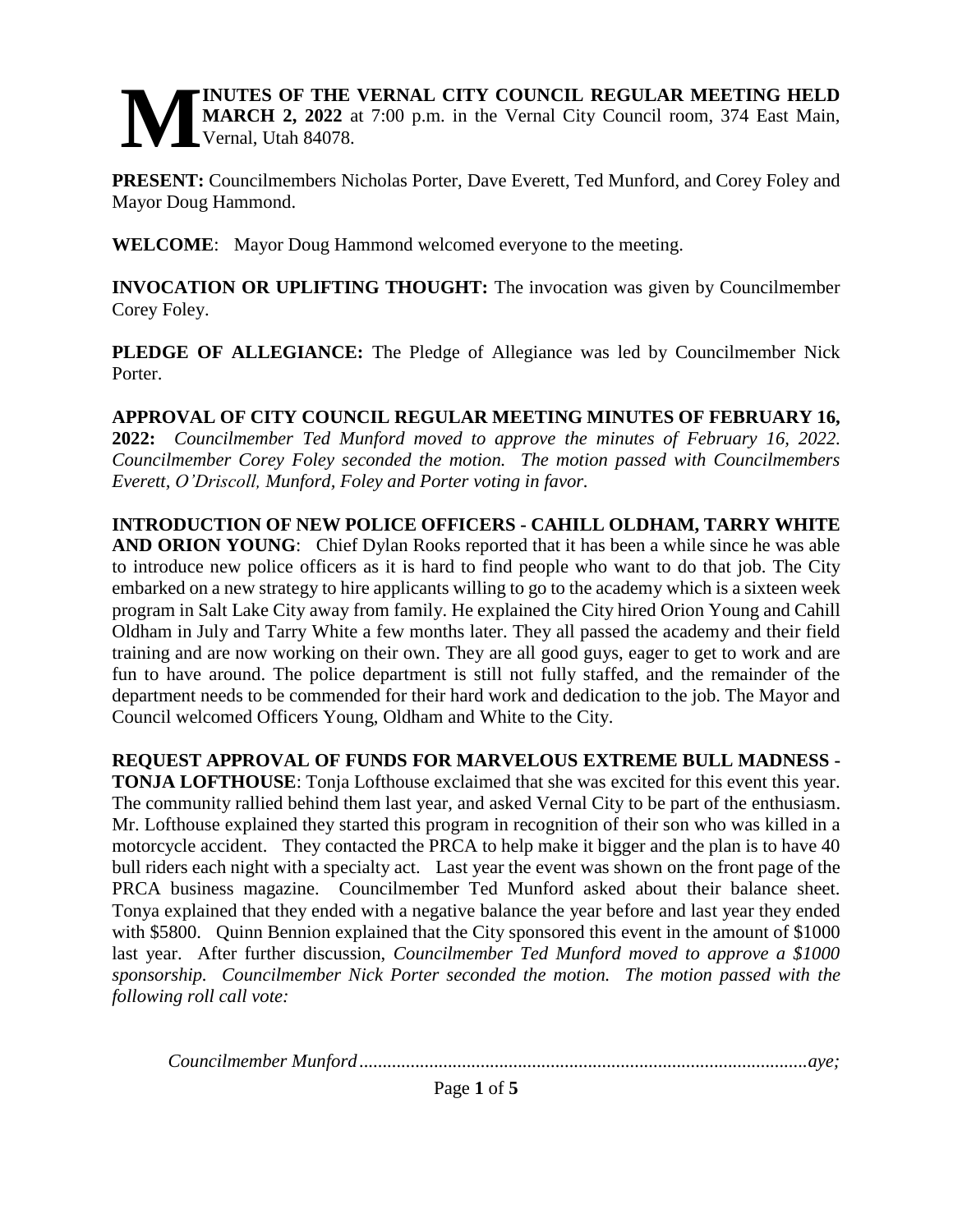# MINUTES OF THE VERNAL CITY COUNCIL REGULAR MEETING HELD MARCH 2, 2022 at 7:00 p.m. in the Vernal City Council room, 374 East Main, Vernal, Utah 84078.

**PRESENT:** Councilmembers Nicholas Porter, Dave Everett, Ted Munford, and Corey Foley and Mayor Doug Hammond.

**WELCOME**: Mayor Doug Hammond welcomed everyone to the meeting.

**INVOCATION OR UPLIFTING THOUGHT:** The invocation was given by Councilmember Corey Foley.

**PLEDGE OF ALLEGIANCE:** The Pledge of Allegiance was led by Councilmember Nick Porter.

**APPROVAL OF CITY COUNCIL REGULAR MEETING MINUTES OF FEBRUARY 16, 2022:** *Councilmember Ted Munford moved to approve the minutes of February 16, 2022. Councilmember Corey Foley seconded the motion. The motion passed with Councilmembers Everett, O'Driscoll, Munford, Foley and Porter voting in favor.*

**INTRODUCTION OF NEW POLICE OFFICERS - CAHILL OLDHAM, TARRY WHITE AND ORION YOUNG**: Chief Dylan Rooks reported that it has been a while since he was able to introduce new police officers as it is hard to find people who want to do that job. The City embarked on a new strategy to hire applicants willing to go to the academy which is a sixteen week program in Salt Lake City away from family. He explained the City hired Orion Young and Cahill Oldham in July and Tarry White a few months later. They all passed the academy and their field training and are now working on their own. They are all good guys, eager to get to work and are fun to have around. The police department is still not fully staffed, and the remainder of the department needs to be commended for their hard work and dedication to the job. The Mayor and Council welcomed Officers Young, Oldham and White to the City.

**REQUEST APPROVAL OF FUNDS FOR MARVELOUS EXTREME BULL MADNESS - TONJA LOFTHOUSE**: Tonja Lofthouse exclaimed that she was excited for this event this year. The community rallied behind them last year, and asked Vernal City to be part of the enthusiasm. Mr. Lofthouse explained they started this program in recognition of their son who was killed in a motorcycle accident. They contacted the PRCA to help make it bigger and the plan is to have 40 bull riders each night with a specialty act. Last year the event was shown on the front page of the PRCA business magazine. Councilmember Ted Munford asked about their balance sheet. Tonya explained that they ended with a negative balance the year before and last year they ended with $5800. Quinn Bennion explained that the City sponsored this event in the amount of $1000 last year. After further discussion, *Councilmember Ted Munford moved to approve a $1000 sponsorship. Councilmember Nick Porter seconded the motion. The motion passed with the following roll call vote:*

*Councilmember Munford...............................................................................................aye;*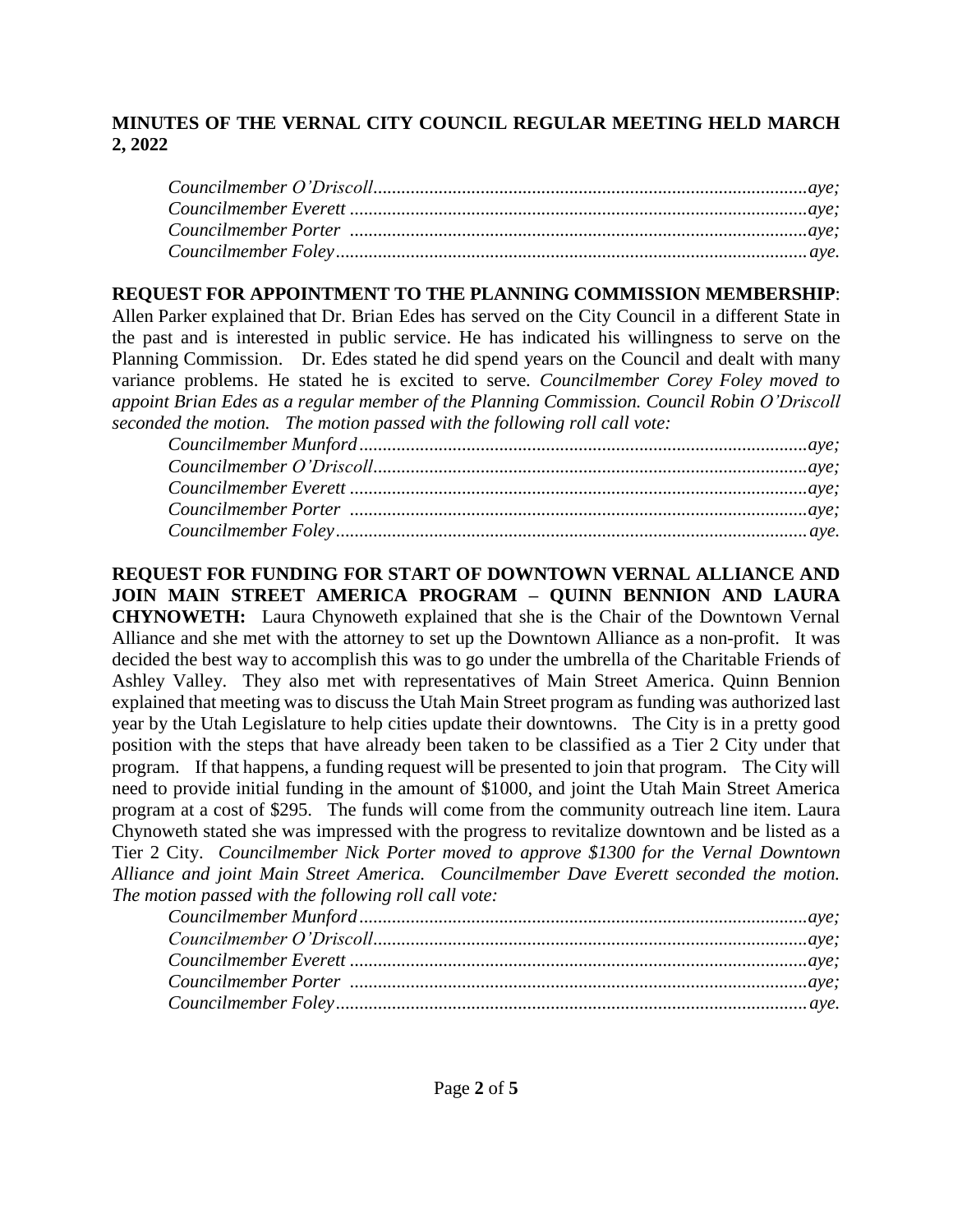**MINUTES OF THE VERNAL CITY COUNCIL REGULAR MEETING HELD MARCH 2, 2022**

*Councilmember O'Driscoll..........................................................................................aye;*
*Councilmember Everett ..............................................................................................aye;*
*Councilmember Porter ...............................................................................................aye;*
*Councilmember Foley................................................................................................aye.*

**REQUEST FOR APPOINTMENT TO THE PLANNING COMMISSION MEMBERSHIP**: Allen Parker explained that Dr. Brian Edes has served on the City Council in a different State in the past and is interested in public service. He has indicated his willingness to serve on the Planning Commission. Dr. Edes stated he did spend years on the Council and dealt with many variance problems. He stated he is excited to serve. *Councilmember Corey Foley moved to appoint Brian Edes as a regular member of the Planning Commission. Council Robin O'Driscoll seconded the motion. The motion passed with the following roll call vote:*

*Councilmember Munford.............................................................................................aye;*
*Councilmember O'Driscoll..........................................................................................aye;*
*Councilmember Everett ..............................................................................................aye;*
*Councilmember Porter ...............................................................................................aye;*
*Councilmember Foley................................................................................................aye.*

**REQUEST FOR FUNDING FOR START OF DOWNTOWN VERNAL ALLIANCE AND JOIN MAIN STREET AMERICA PROGRAM – QUINN BENNION AND LAURA CHYNOWETH:** Laura Chynoweth explained that she is the Chair of the Downtown Vernal Alliance and she met with the attorney to set up the Downtown Alliance as a non-profit. It was decided the best way to accomplish this was to go under the umbrella of the Charitable Friends of Ashley Valley. They also met with representatives of Main Street America. Quinn Bennion explained that meeting was to discuss the Utah Main Street program as funding was authorized last year by the Utah Legislature to help cities update their downtowns. The City is in a pretty good position with the steps that have already been taken to be classified as a Tier 2 City under that program. If that happens, a funding request will be presented to join that program. The City will need to provide initial funding in the amount of $1000, and joint the Utah Main Street America program at a cost of $295. The funds will come from the community outreach line item. Laura Chynoweth stated she was impressed with the progress to revitalize downtown and be listed as a Tier 2 City. *Councilmember Nick Porter moved to approve $1300 for the Vernal Downtown Alliance and joint Main Street America. Councilmember Dave Everett seconded the motion. The motion passed with the following roll call vote:*

*Councilmember Munford.............................................................................................aye;*
*Councilmember O'Driscoll..........................................................................................aye;*
*Councilmember Everett ..............................................................................................aye;*
*Councilmember Porter ...............................................................................................aye;*
*Councilmember Foley................................................................................................aye.*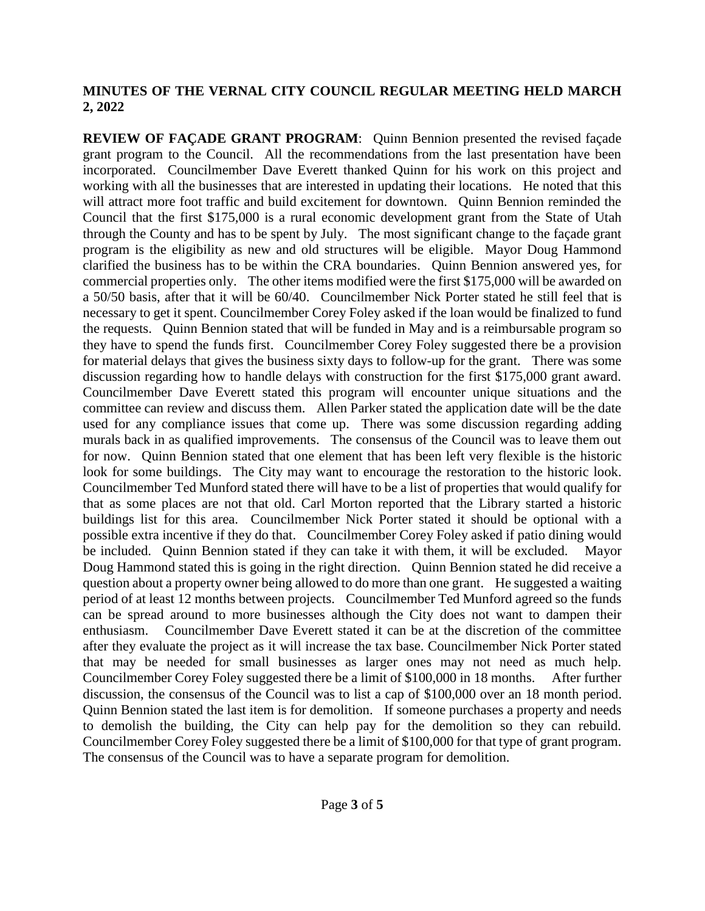**MINUTES OF THE VERNAL CITY COUNCIL REGULAR MEETING HELD MARCH 2, 2022**

**REVIEW OF FAÇADE GRANT PROGRAM**: Quinn Bennion presented the revised façade grant program to the Council. All the recommendations from the last presentation have been incorporated. Councilmember Dave Everett thanked Quinn for his work on this project and working with all the businesses that are interested in updating their locations. He noted that this will attract more foot traffic and build excitement for downtown. Quinn Bennion reminded the Council that the first $175,000 is a rural economic development grant from the State of Utah through the County and has to be spent by July. The most significant change to the façade grant program is the eligibility as new and old structures will be eligible. Mayor Doug Hammond clarified the business has to be within the CRA boundaries. Quinn Bennion answered yes, for commercial properties only. The other items modified were the first $175,000 will be awarded on a 50/50 basis, after that it will be 60/40. Councilmember Nick Porter stated he still feel that is necessary to get it spent. Councilmember Corey Foley asked if the loan would be finalized to fund the requests. Quinn Bennion stated that will be funded in May and is a reimbursable program so they have to spend the funds first. Councilmember Corey Foley suggested there be a provision for material delays that gives the business sixty days to follow-up for the grant. There was some discussion regarding how to handle delays with construction for the first $175,000 grant award. Councilmember Dave Everett stated this program will encounter unique situations and the committee can review and discuss them. Allen Parker stated the application date will be the date used for any compliance issues that come up. There was some discussion regarding adding murals back in as qualified improvements. The consensus of the Council was to leave them out for now. Quinn Bennion stated that one element that has been left very flexible is the historic look for some buildings. The City may want to encourage the restoration to the historic look. Councilmember Ted Munford stated there will have to be a list of properties that would qualify for that as some places are not that old. Carl Morton reported that the Library started a historic buildings list for this area. Councilmember Nick Porter stated it should be optional with a possible extra incentive if they do that. Councilmember Corey Foley asked if patio dining would be included. Quinn Bennion stated if they can take it with them, it will be excluded. Mayor Doug Hammond stated this is going in the right direction. Quinn Bennion stated he did receive a question about a property owner being allowed to do more than one grant. He suggested a waiting period of at least 12 months between projects. Councilmember Ted Munford agreed so the funds can be spread around to more businesses although the City does not want to dampen their enthusiasm. Councilmember Dave Everett stated it can be at the discretion of the committee after they evaluate the project as it will increase the tax base. Councilmember Nick Porter stated that may be needed for small businesses as larger ones may not need as much help. Councilmember Corey Foley suggested there be a limit of $100,000 in 18 months. After further discussion, the consensus of the Council was to list a cap of $100,000 over an 18 month period. Quinn Bennion stated the last item is for demolition. If someone purchases a property and needs to demolish the building, the City can help pay for the demolition so they can rebuild. Councilmember Corey Foley suggested there be a limit of $100,000 for that type of grant program. The consensus of the Council was to have a separate program for demolition.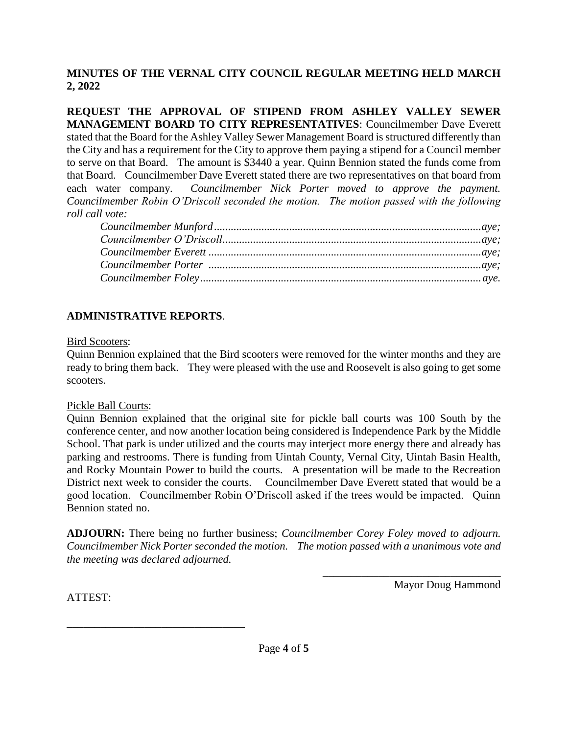**MINUTES OF THE VERNAL CITY COUNCIL REGULAR MEETING HELD MARCH 2, 2022**

**REQUEST THE APPROVAL OF STIPEND FROM ASHLEY VALLEY SEWER MANAGEMENT BOARD TO CITY REPRESENTATIVES**: Councilmember Dave Everett stated that the Board for the Ashley Valley Sewer Management Board is structured differently than the City and has a requirement for the City to approve them paying a stipend for a Council member to serve on that Board. The amount is $3440 a year. Quinn Bennion stated the funds come from that Board. Councilmember Dave Everett stated there are two representatives on that board from each water company. *Councilmember Nick Porter moved to approve the payment. Councilmember Robin O'Driscoll seconded the motion. The motion passed with the following roll call vote:*

*Councilmember Munford..............................................aye;*
*Councilmember O'Driscoll..............................................aye;*
*Councilmember Everett..............................................aye;*
*Councilmember Porter..............................................aye;*
*Councilmember Foley..............................................aye.*

**ADMINISTRATIVE REPORTS**.

Bird Scooters:
Quinn Bennion explained that the Bird scooters were removed for the winter months and they are ready to bring them back. They were pleased with the use and Roosevelt is also going to get some scooters.

Pickle Ball Courts:
Quinn Bennion explained that the original site for pickle ball courts was 100 South by the conference center, and now another location being considered is Independence Park by the Middle School. That park is under utilized and the courts may interject more energy there and already has parking and restrooms. There is funding from Uintah County, Vernal City, Uintah Basin Health, and Rocky Mountain Power to build the courts. A presentation will be made to the Recreation District next week to consider the courts. Councilmember Dave Everett stated that would be a good location. Councilmember Robin O'Driscoll asked if the trees would be impacted. Quinn Bennion stated no.

**ADJOURN:** There being no further business; *Councilmember Corey Foley moved to adjourn. Councilmember Nick Porter seconded the motion. The motion passed with a unanimous vote and the meeting was declared adjourned.*

\_\_\_\_\_\_\_\_\_\_\_\_\_\_\_\_\_\_\_\_\_\_\_\_\_\_\_\_\_\_\_\_
Mayor Doug Hammond

ATTEST:

\_\_\_\_\_\_\_\_\_\_\_\_\_\_\_\_\_\_\_\_\_\_\_\_\_\_\_\_\_\_\_\_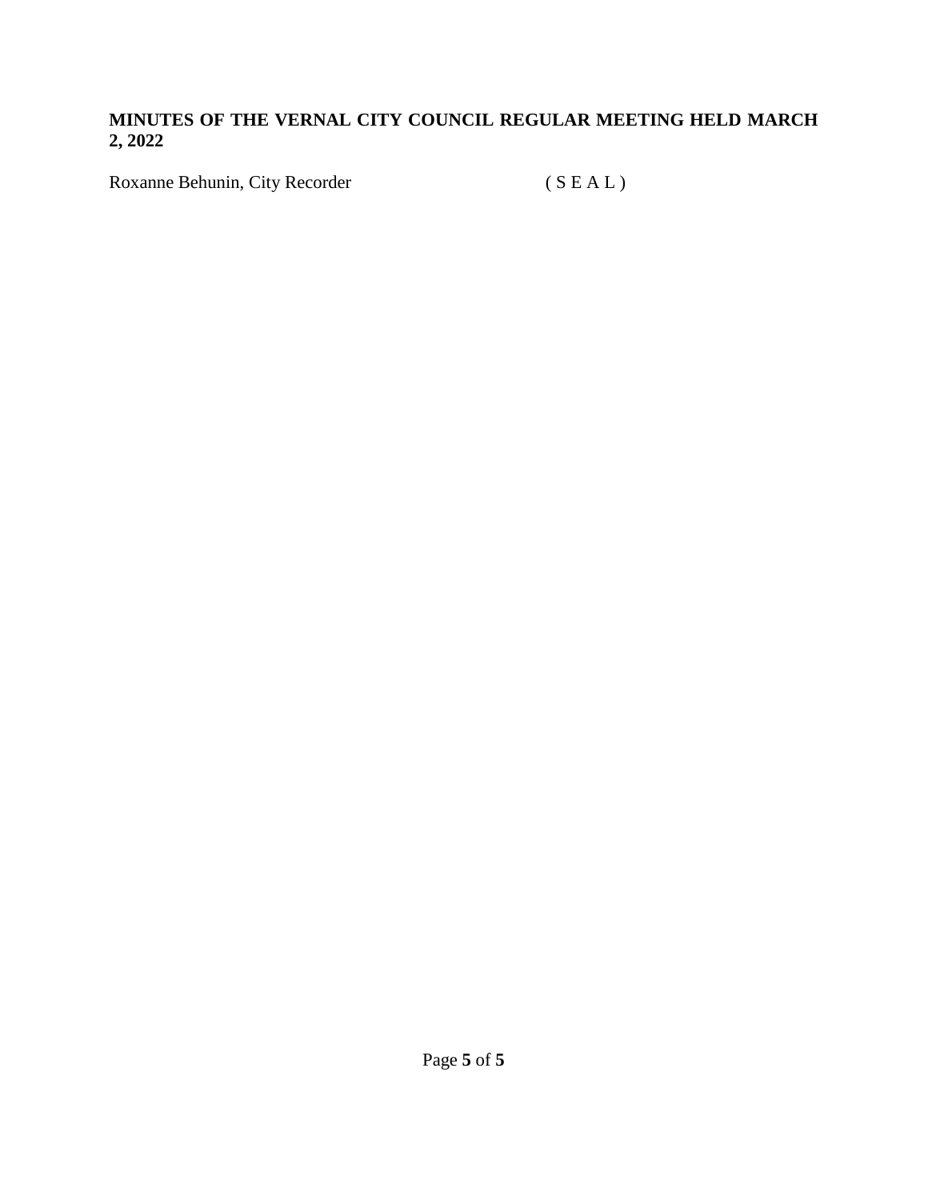**MINUTES OF THE VERNAL CITY COUNCIL REGULAR MEETING HELD MARCH 2, 2022**

Roxanne Behunin, City Recorder ( S E A L )